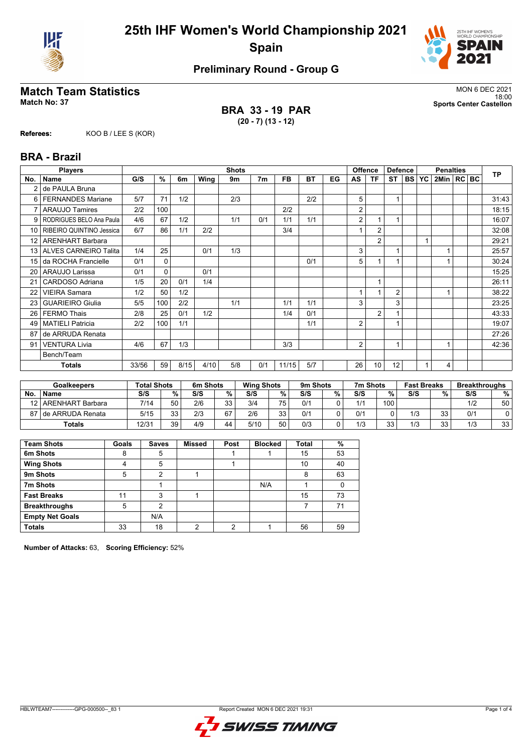# 25th IHF Women's World Championship 2021

## Spain

### Preliminary Round - Group G

## Match Team Statistics

**Match No: 37**

MON 6 DEC 2021
18:00
**Sports Center Castellon**

**BRA 33 - 19 PAR**
**(20 - 7) (13 - 12)**

**Referees:** KOO B / LEE S (KOR)

## BRA - Brazil

| No. | Name | G/S | % | 6m | Wing | 9m | 7m | FB | BT | EG | AS | TF | ST | BS | YC | 2Min | RC | BC | TP |
|---|---|---|---|---|---|---|---|---|---|---|---|---|---|---|---|---|---|---|---|
| | **Players** | **Shots** | | | | | | | | | **Offence** | | **Defence** | | **Penalties** | | | | |
| 2 | de PAULA Bruna | | | | | | | | | | | | | | | | | | |
| 6 | FERNANDES Mariane | 5/7 | 71 | 1/2 | | 2/3 | | | 2/2 | | 5 | | 1 | | | | | | 31:43 |
| 7 | ARAUJO Tamires | 2/2 | 100 | | | | | 2/2 | | | 2 | | | | | | | | 18:15 |
| 9 | RODRIGUES BELO Ana Paula | 4/6 | 67 | 1/2 | | 1/1 | 0/1 | 1/1 | 1/1 | | 2 | 1 | 1 | | | | | | 16:07 |
| 10 | RIBEIRO QUINTINO Jessica | 6/7 | 86 | 1/1 | 2/2 | | | 3/4 | | | 1 | 2 | | | | | | | 32:08 |
| 12 | ARENHART Barbara | | | | | | | | | | | 2 | | | 1 | | | | 29:21 |
| 13 | ALVES CARNEIRO Talita | 1/4 | 25 | | 0/1 | 1/3 | | | | | 3 | | 1 | | | 1 | | | 25:57 |
| 15 | da ROCHA Francielle | 0/1 | 0 | | | | | | 0/1 | | 5 | 1 | 1 | | | 1 | | | 30:24 |
| 20 | ARAUJO Larissa | 0/1 | 0 | | 0/1 | | | | | | | | | | | | | | 15:25 |
| 21 | CARDOSO Adriana | 1/5 | 20 | 0/1 | 1/4 | | | | | | | 1 | | | | | | | 26:11 |
| 22 | VIEIRA Samara | 1/2 | 50 | 1/2 | | | | | | | 1 | 1 | 2 | | | 1 | | | 38:22 |
| 23 | GUARIEIRO Giulia | 5/5 | 100 | 2/2 | | 1/1 | | 1/1 | 1/1 | | 3 | | 3 | | | | | | 23:25 |
| 26 | FERMO Thais | 2/8 | 25 | 0/1 | 1/2 | | | 1/4 | 0/1 | | | 2 | 1 | | | | | | 43:33 |
| 49 | MATIELI Patricia | 2/2 | 100 | 1/1 | | | | | 1/1 | | 2 | | 1 | | | | | | 19:07 |
| 87 | de ARRUDA Renata | | | | | | | | | | | | | | | | | | 27:26 |
| 91 | VENTURA Livia | 4/6 | 67 | 1/3 | | | | 3/3 | | | 2 | | 1 | | | 1 | | | 42:36 |
| | Bench/Team | | | | | | | | | | | | | | | | | | |
| | **Totals** | 33/56 | 59 | 8/15 | 4/10 | 5/8 | 0/1 | 11/15 | 5/7 | | 26 | 10 | 12 | | 1 | 4 | | | |

| No. | Name | Total Shots S/S | % | 6m Shots S/S | % | Wing Shots S/S | % | 9m Shots S/S | % | 7m Shots S/S | % | Fast Breaks S/S | % | Breakthroughs S/S | % |
|---|---|---|---|---|---|---|---|---|---|---|---|---|---|---|---|
| 12 | ARENHART Barbara | 7/14 | 50 | 2/6 | 33 | 3/4 | 75 | 0/1 | 0 | 1/1 | 100 | | | 1/2 | 50 |
| 87 | de ARRUDA Renata | 5/15 | 33 | 2/3 | 67 | 2/6 | 33 | 0/1 | 0 | 0/1 | 0 | 1/3 | 33 | 0/1 | 0 |
| | **Totals** | 12/31 | 39 | 4/9 | 44 | 5/10 | 50 | 0/3 | 0 | 1/3 | 33 | 1/3 | 33 | 1/3 | 33 |

| Team Shots | Goals | Saves | Missed | Post | Blocked | Total | % |
|---|---|---|---|---|---|---|---|
| **6m Shots** | 8 | 5 | | 1 | 1 | 15 | 53 |
| **Wing Shots** | 4 | 5 | | 1 | | 10 | 40 |
| **9m Shots** | 5 | 2 | 1 | | | 8 | 63 |
| **7m Shots** | | 1 | | | N/A | 1 | 0 |
| **Fast Breaks** | 11 | 3 | 1 | | | 15 | 73 |
| **Breakthroughs** | 5 | 2 | | | | 7 | 71 |
| **Empty Net Goals** | | N/A | | | | | |
| **Totals** | 33 | 18 | 2 | 2 | 1 | 56 | 59 |

**Number of Attacks:** 63, **Scoring Efficiency:** 52%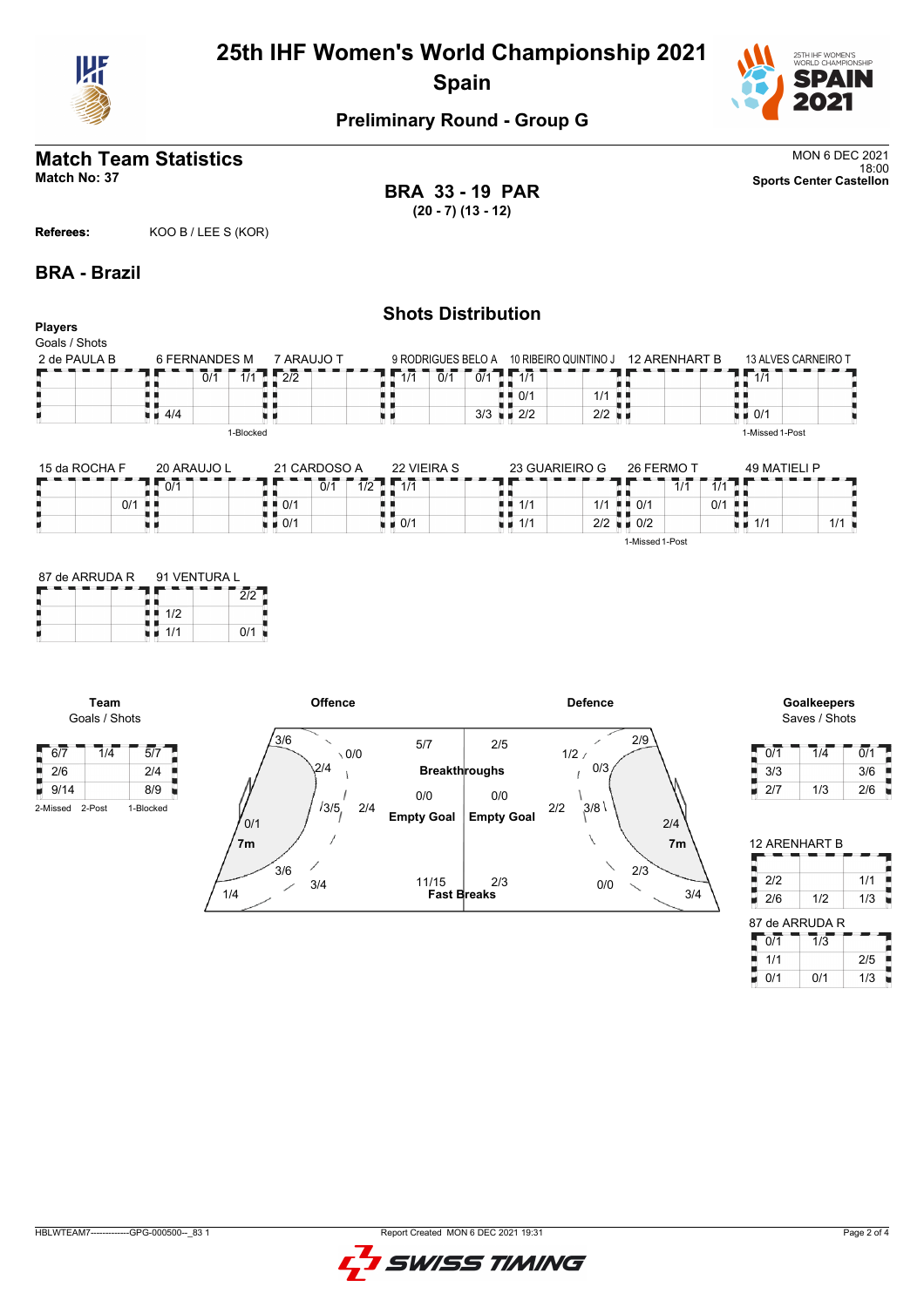# 25th IHF Women's World Championship 2021

## Spain

### Preliminary Round - Group G

## Match Team Statistics

**Match No: 37**

MON 6 DEC 2021
18:00
**Sports Center Castellon**

**BRA 33 - 19 PAR**
**(20 - 7) (13 - 12)**

**Referees:** KOO B / LEE S (KOR)

## BRA - Brazil

### Shots Distribution

**Players**
Goals / Shots

**2 de PAULA B**

| | | |
|---|---|---|
| | | |
| | | |
| | | |

**6 FERNANDES M**

| | | |
|---|---|---|
| | 0/1 | 1/1 |
| | | |
| 4/4 | | |

1-Blocked

**7 ARAUJO T**

| | | |
|---|---|---|
| 2/2 | | |
| | | |
| | | |

**9 RODRIGUES BELO A**

| | | |
|---|---|---|
| 1/1 | 0/1 | 0/1 |
| | | |
| | | 3/3 |

**10 RIBEIRO QUINTINO J**

| | | |
|---|---|---|
| 1/1 | | |
| 0/1 | | 1/1 |
| 2/2 | | 2/2 |

**12 ARENHART B**

| | | |
|---|---|---|
| | | |
| | | |
| | | |

**13 ALVES CARNEIRO T**

| | | |
|---|---|---|
| 1/1 | | |
| | | |
| 0/1 | | |

1-Missed 1-Post

**15 da ROCHA F**

| | | |
|---|---|---|
| | | |
| | 0/1 | |
| | | |

**20 ARAUJO L**

| | | |
|---|---|---|
| 0/1 | | |
| | | |
| | | |

**21 CARDOSO A**

| | | |
|---|---|---|
| | 0/1 | 1/2 |
| 0/1 | | |
| 0/1 | | |

**22 VIEIRA S**

| | | |
|---|---|---|
| 1/1 | | |
| | | |
| 0/1 | | |

**23 GUARIEIRO G**

| | | |
|---|---|---|
| | | |
| 1/1 | | 1/1 |
| 1/1 | | 2/2 |

**26 FERMO T**

| | | |
|---|---|---|
| | 1/1 | 1/1 |
| 0/1 | | 0/1 |
| 0/2 | | |

1-Missed 1-Post

**49 MATIELI P**

| | | |
|---|---|---|
| | | |
| | | |
| 1/1 | | 1/1 |

**87 de ARRUDA R**

| | | |
|---|---|---|
| | | |
| | | |
| | | |

**91 VENTURA L**

| | | |
|---|---|---|
| | | 2/2 |
| 1/2 | | |
| 1/1 | | 0/1 |

**Team**
Goals / Shots

| | | |
|---|---|---|
| 6/7 | 1/4 | 5/7 |
| 2/6 | | 2/4 |
| 9/14 | | 8/9 |

2-Missed 2-Post 1-Blocked

**Offence**

- 3/6, 0/0, 2/4, 3/5, 2/4, 0/1, 7m, 3/6, 3/4, 1/4
- Breakthroughs: 5/7
- Empty Goal: 0/0
- Fast Breaks: 11/15

**Defence**

- Breakthroughs: 2/5
- Empty Goal: 0/0
- Fast Breaks: 2/3
- 1/2, 2/9, 0/3, 2/2, 3/8, 2/4, 7m, 2/3, 0/0, 3/4

**Goalkeepers**
Saves / Shots

| | | |
|---|---|---|
| 0/1 | 1/4 | 0/1 |
| 3/3 | | 3/6 |
| 2/7 | 1/3 | 2/6 |

**12 ARENHART B**

| | | |
|---|---|---|
| | | |
| 2/2 | | 1/1 |
| 2/6 | 1/2 | 1/3 |

**87 de ARRUDA R**

| | | |
|---|---|---|
| 0/1 | 1/3 | |
| 1/1 | | 2/5 |
| 0/1 | 0/1 | 1/3 |

HBLWTEAM7--------------GPG-000500--_83 1 Report Created MON 6 DEC 2021 19:31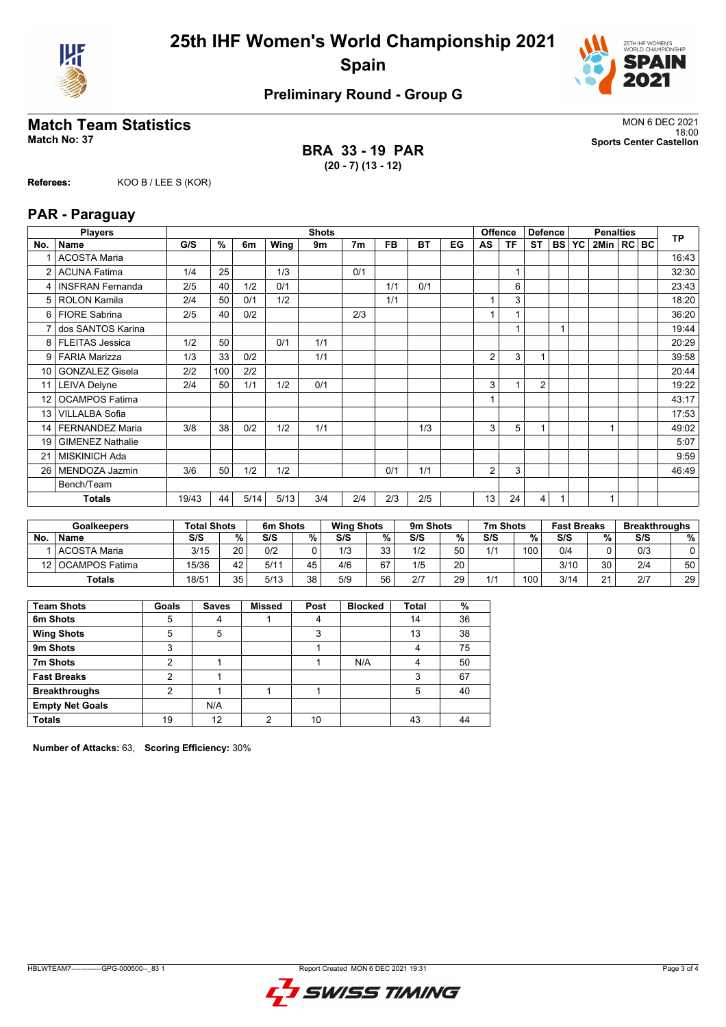# 25th IHF Women's World Championship 2021

## Spain

### Preliminary Round - Group G

## Match Team Statistics

**Match No: 37**

MON 6 DEC 2021
18:00
**Sports Center Castellon**

**BRA 33 - 19 PAR**
**(20 - 7) (13 - 12)**

**Referees:** KOO B / LEE S (KOR)

## PAR - Paraguay

| Players | | Shots | | | | | | | | | Offence | | Defence | | | Penalties | | | TP |
|---|---|---|---|---|---|---|---|---|---|---|---|---|---|---|---|---|---|---|---|
| No. | Name | G/S | % | 6m | Wing | 9m | 7m | FB | BT | EG | AS | TF | ST | BS | YC | 2Min | RC | BC | |
| 1 | ACOSTA Maria | | | | | | | | | | | | | | | | | | 16:43 |
| 2 | ACUNA Fatima | 1/4 | 25 | | 1/3 | | 0/1 | | | | | 1 | | | | | | | 32:30 |
| 4 | INSFRAN Fernanda | 2/5 | 40 | 1/2 | 0/1 | | | 1/1 | 0/1 | | | 6 | | | | | | | 23:43 |
| 5 | ROLON Kamila | 2/4 | 50 | 0/1 | 1/2 | | | 1/1 | | | 1 | 3 | | | | | | | 18:20 |
| 6 | FIORE Sabrina | 2/5 | 40 | 0/2 | | | 2/3 | | | | 1 | 1 | | | | | | | 36:20 |
| 7 | dos SANTOS Karina | | | | | | | | | | | 1 | | 1 | | | | | 19:44 |
| 8 | FLEITAS Jessica | 1/2 | 50 | | 0/1 | 1/1 | | | | | | | | | | | | | 20:29 |
| 9 | FARIA Marizza | 1/3 | 33 | 0/2 | | 1/1 | | | | | 2 | 3 | 1 | | | | | | 39:58 |
| 10 | GONZALEZ Gisela | 2/2 | 100 | 2/2 | | | | | | | | | | | | | | | 20:44 |
| 11 | LEIVA Delyne | 2/4 | 50 | 1/1 | 1/2 | 0/1 | | | | | 3 | 1 | 2 | | | | | | 19:22 |
| 12 | OCAMPOS Fatima | | | | | | | | | | 1 | | | | | | | | 43:17 |
| 13 | VILLALBA Sofia | | | | | | | | | | | | | | | | | | 17:53 |
| 14 | FERNANDEZ Maria | 3/8 | 38 | 0/2 | 1/2 | 1/1 | | | 1/3 | | 3 | 5 | 1 | | | 1 | | | 49:02 |
| 19 | GIMENEZ Nathalie | | | | | | | | | | | | | | | | | | 5:07 |
| 21 | MISKINICH Ada | | | | | | | | | | | | | | | | | | 9:59 |
| 26 | MENDOZA Jazmin | 3/6 | 50 | 1/2 | 1/2 | | | 0/1 | 1/1 | | 2 | 3 | | | | | | | 46:49 |
| | Bench/Team | | | | | | | | | | | | | | | | | | |
| | **Totals** | 19/43 | 44 | 5/14 | 5/13 | 3/4 | 2/4 | 2/3 | 2/5 | | 13 | 24 | 4 | 1 | | 1 | | | |

| Goalkeepers | | Total Shots | | 6m Shots | | Wing Shots | | 9m Shots | | 7m Shots | | Fast Breaks | | Breakthroughs | |
|---|---|---|---|---|---|---|---|---|---|---|---|---|---|---|---|
| No. | Name | S/S | % | S/S | % | S/S | % | S/S | % | S/S | % | S/S | % | S/S | % |
| 1 | ACOSTA Maria | 3/15 | 20 | 0/2 | 0 | 1/3 | 33 | 1/2 | 50 | 1/1 | 100 | 0/4 | 0 | 0/3 | 0 |
| 12 | OCAMPOS Fatima | 15/36 | 42 | 5/11 | 45 | 4/6 | 67 | 1/5 | 20 | | | 3/10 | 30 | 2/4 | 50 |
| | **Totals** | 18/51 | 35 | 5/13 | 38 | 5/9 | 56 | 2/7 | 29 | 1/1 | 100 | 3/14 | 21 | 2/7 | 29 |

| Team Shots | Goals | Saves | Missed | Post | Blocked | Total | % |
|---|---|---|---|---|---|---|---|
| **6m Shots** | 5 | 4 | 1 | 4 | | 14 | 36 |
| **Wing Shots** | 5 | 5 | | 3 | | 13 | 38 |
| **9m Shots** | 3 | | | 1 | | 4 | 75 |
| **7m Shots** | 2 | 1 | | 1 | N/A | 4 | 50 |
| **Fast Breaks** | 2 | 1 | | | | 3 | 67 |
| **Breakthroughs** | 2 | 1 | 1 | 1 | | 5 | 40 |
| **Empty Net Goals** | | N/A | | | | | |
| **Totals** | 19 | 12 | 2 | 10 | | 43 | 44 |

**Number of Attacks:** 63, **Scoring Efficiency:** 30%

HBLWTEAM7--------------GPG-000500--_83 1 Report Created MON 6 DEC 2021 19:31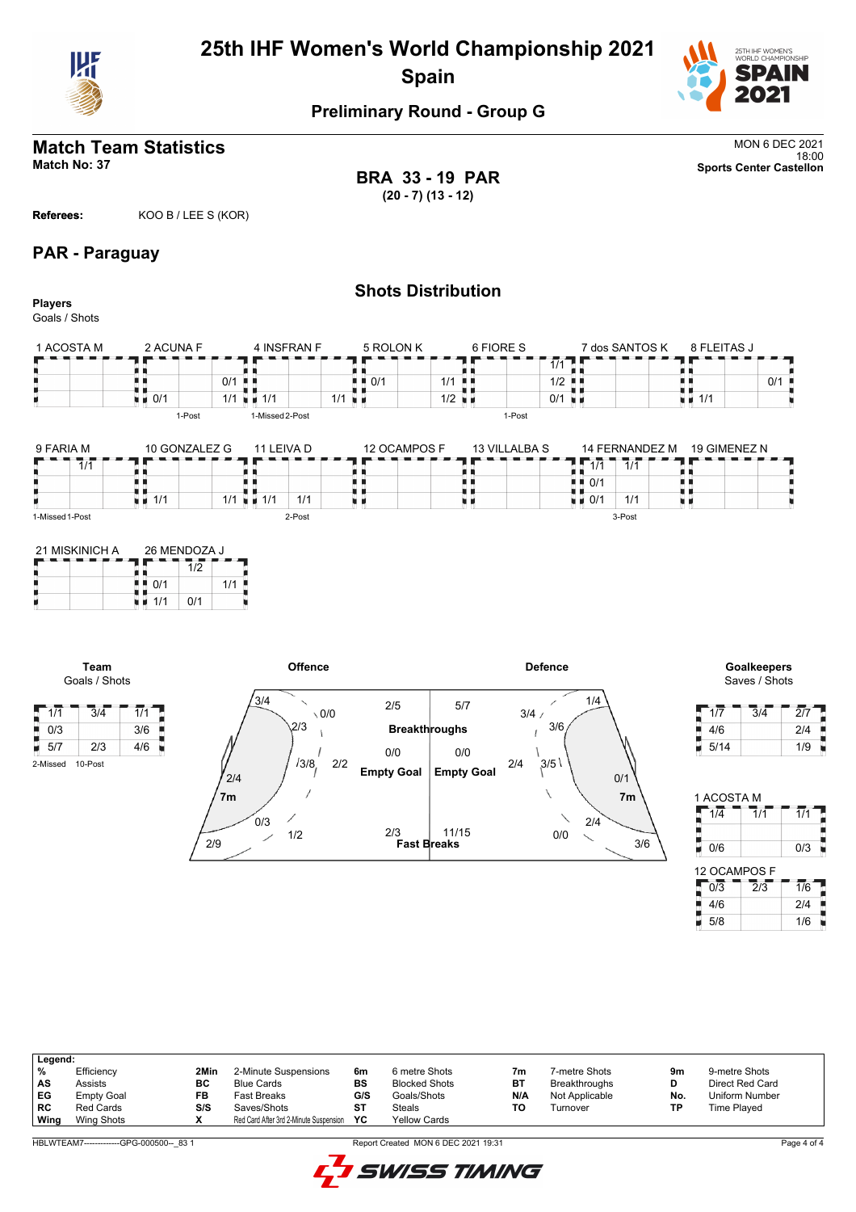# 25th IHF Women's World Championship 2021
## Spain

### Preliminary Round - Group G

## Match Team Statistics

**Match No: 37**

MON 6 DEC 2021
18:00
**Sports Center Castellon**

**BRA 33 - 19 PAR**
**(20 - 7) (13 - 12)**

**Referees:** KOO B / LEE S (KOR)

## PAR - Paraguay

### Shots Distribution

**Players**
Goals / Shots

1 ACOSTA M

2 ACUNA F
| | | |
|---|---|---|
| | | |
| | | 0/1 |
| 0/1 | | 1/1 |

1-Post

4 INSFRAN F
| | | |
|---|---|---|
| | | |
| | | |
| 1/1 | | 1/1 |

1-Missed 2-Post

5 ROLON K
| | | |
|---|---|---|
| | | |
| 0/1 | | 1/1 |
| | | 1/2 |

6 FIORE S
| | | |
|---|---|---|
| | | 1/1 |
| | | 1/2 |
| | | 0/1 |

1-Post

7 dos SANTOS K

8 FLEITAS J
| | | |
|---|---|---|
| | | |
| | | 0/1 |
| 1/1 | | |

9 FARIA M
| | | |
|---|---|---|
| | 1/1 | |
| | | |
| | | |

1-Missed 1-Post

10 GONZALEZ G
| | | |
|---|---|---|
| | | |
| | | |
| 1/1 | | 1/1 |

11 LEIVA D
| | | |
|---|---|---|
| | | |
| | | |
| 1/1 | 1/1 | |

2-Post

12 OCAMPOS F

13 VILLALBA S

14 FERNANDEZ M
| | | |
|---|---|---|
| 1/1 | 1/1 | |
| 0/1 | | |
| 0/1 | 1/1 | |

3-Post

19 GIMENEZ N

21 MISKINICH A

26 MENDOZA J
| | | |
|---|---|---|
| | 1/2 | |
| 0/1 | | 1/1 |
| 1/1 | 0/1 | |

**Team**
Goals / Shots
| | | |
|---|---|---|
| 1/1 | 3/4 | 1/1 |
| 0/3 | | 3/6 |
| 5/7 | 2/3 | 4/6 |

2-Missed 10-Post

**Offence**

3/4
0/0
2/3
1/3/8
2/2
2/4
7m
0/3
1/2
2/9

2/5 | 5/7
Breakthroughs
0/0 | 0/0
Empty Goal | Empty Goal
2/3 | 11/15
Fast Breaks

**Defence**

3/4
1/4
3/6
2/4
3/5
0/1
7m
2/4
0/0
3/6

**Goalkeepers**
Saves / Shots
| | | |
|---|---|---|
| 1/7 | 3/4 | 2/7 |
| 4/6 | | 2/4 |
| 5/14 | | 1/9 |

1 ACOSTA M
| | | |
|---|---|---|
| 1/4 | 1/1 | 1/1 |
| | | |
| 0/6 | | 0/3 |

12 OCAMPOS F
| | | |
|---|---|---|
| 0/3 | 2/3 | 1/6 |
| 4/6 | | 2/4 |
| 5/8 | | 1/6 |

| Legend: | | | | | | | | | |
|---|---|---|---|---|---|---|---|---|---|
| % | Efficiency | 2Min | 2-Minute Suspensions | 6m | 6 metre Shots | 7m | 7-metre Shots | 9m | 9-metre Shots |
| AS | Assists | BC | Blue Cards | BS | Blocked Shots | BT | Breakthroughs | D | Direct Red Card |
| EG | Empty Goal | FB | Fast Breaks | G/S | Goals/Shots | N/A | Not Applicable | No. | Uniform Number |
| RC | Red Cards | S/S | Saves/Shots | ST | Steals | TO | Turnover | TP | Time Played |
| Wing | Wing Shots | X | Red Card After 3rd 2-Minute Suspension | YC | Yellow Cards | | | | |

HBLWTEAM7--------------GPG-000500--_83 1 Report Created MON 6 DEC 2021 19:31